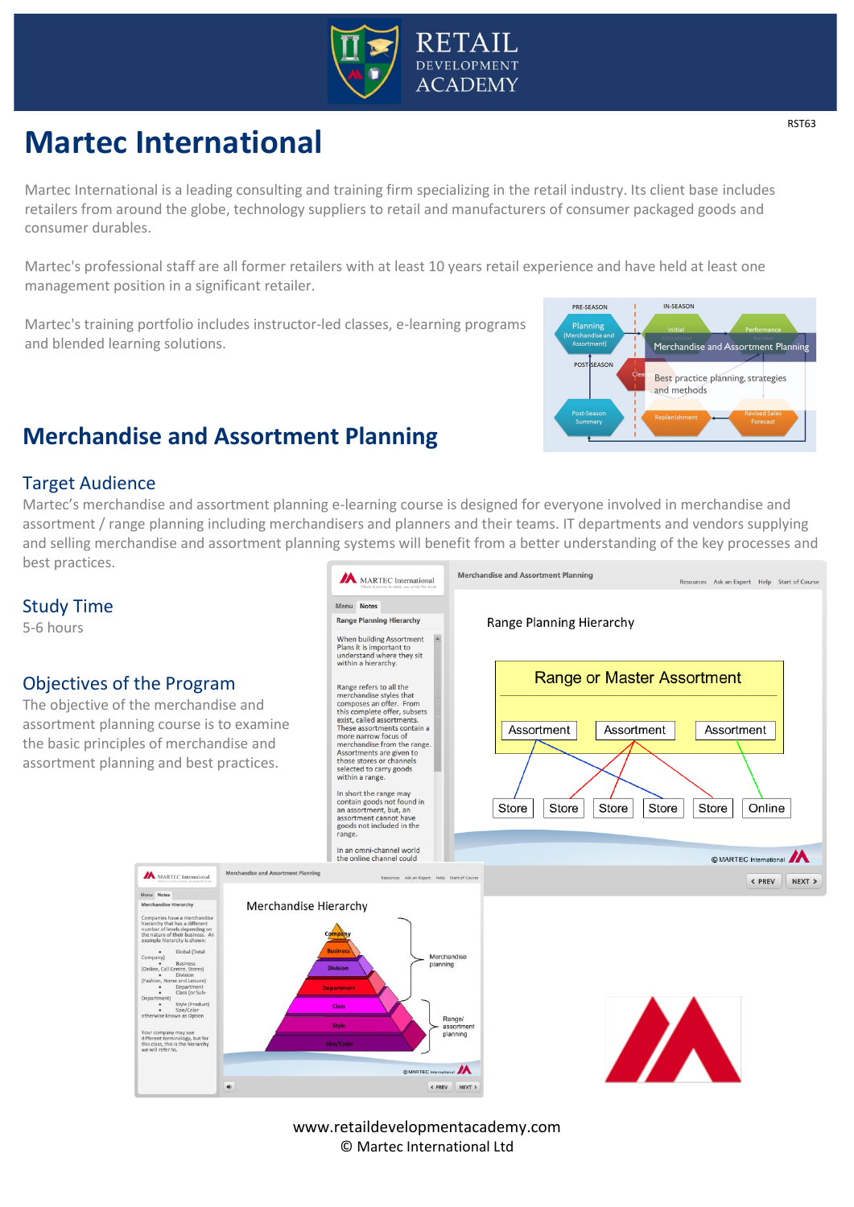RST63

# Martec International

Martec International is a leading consulting and training firm specializing in the retail industry. Its client base includes retailers from around the globe, technology suppliers to retail and manufacturers of consumer packaged goods and consumer durables.

Martec's professional staff are all former retailers with at least 10 years retail experience and have held at least one management position in a significant retailer.

Martec's training portfolio includes instructor-led classes, e-learning programs and blended learning solutions.

## Merchandise and Assortment Planning

### Target Audience

Martec's merchandise and assortment planning e-learning course is designed for everyone involved in merchandise and assortment / range planning including merchandisers and planners and their teams. IT departments and vendors supplying and selling merchandise and assortment planning systems will benefit from a better understanding of the key processes and best practices.

### Study Time

5-6 hours

### Objectives of the Program

The objective of the merchandise and assortment planning course is to examine the basic principles of merchandise and assortment planning and best practices.

www.retaildevelopmentacademy.com
© Martec International Ltd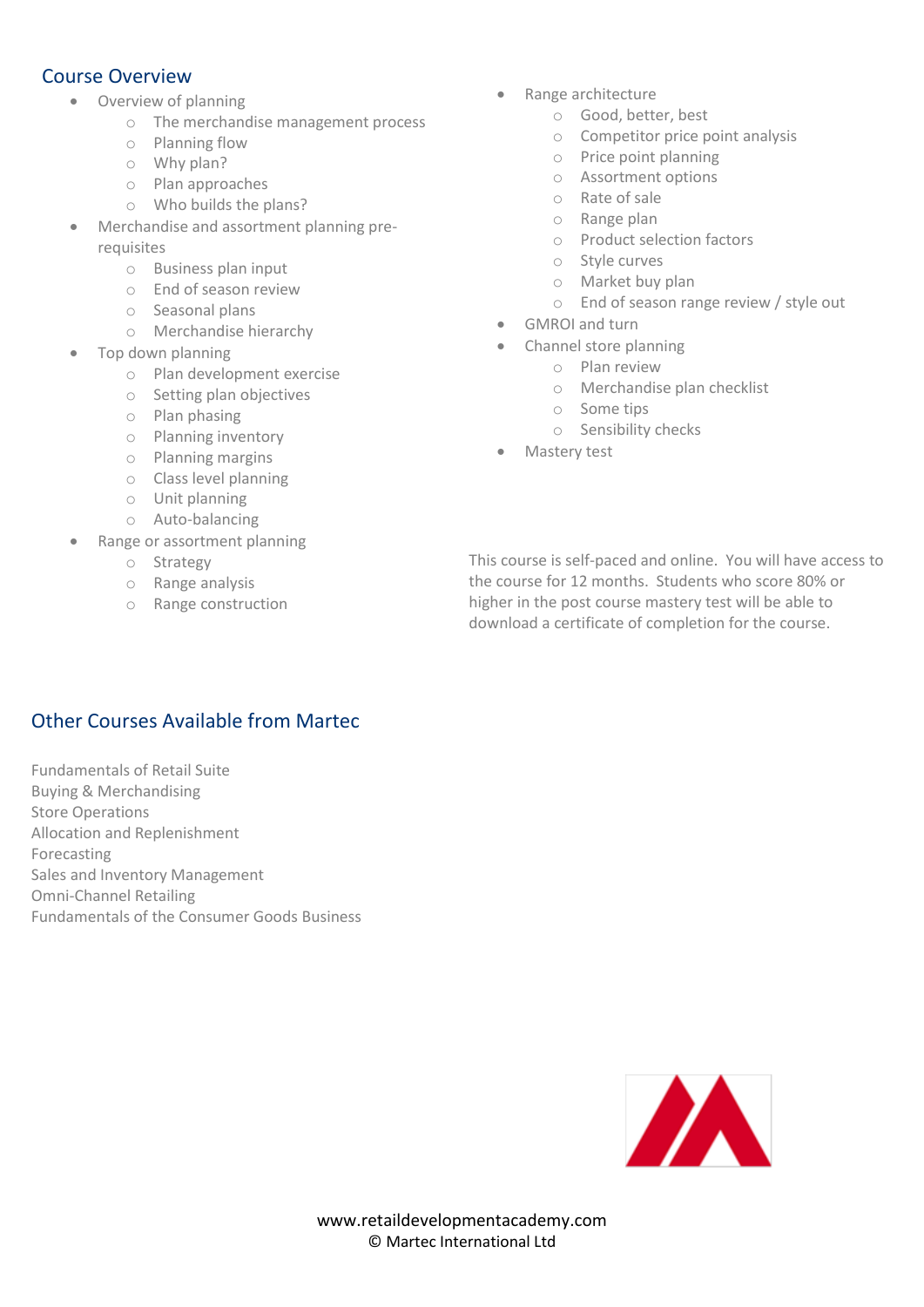## Course Overview

- Overview of planning
  - The merchandise management process
  - Planning flow
  - Why plan?
  - Plan approaches
  - Who builds the plans?
- Merchandise and assortment planning pre-requisites
  - Business plan input
  - End of season review
  - Seasonal plans
  - Merchandise hierarchy
- Top down planning
  - Plan development exercise
  - Setting plan objectives
  - Plan phasing
  - Planning inventory
  - Planning margins
  - Class level planning
  - Unit planning
  - Auto-balancing
- Range or assortment planning
  - Strategy
  - Range analysis
  - Range construction
- Range architecture
  - Good, better, best
  - Competitor price point analysis
  - Price point planning
  - Assortment options
  - Rate of sale
  - Range plan
  - Product selection factors
  - Style curves
  - Market buy plan
  - End of season range review / style out
- GMROI and turn
- Channel store planning
  - Plan review
  - Merchandise plan checklist
  - Some tips
  - Sensibility checks
- Mastery test

This course is self-paced and online. You will have access to the course for 12 months. Students who score 80% or higher in the post course mastery test will be able to download a certificate of completion for the course.

## Other Courses Available from Martec

Fundamentals of Retail Suite
Buying & Merchandising
Store Operations
Allocation and Replenishment
Forecasting
Sales and Inventory Management
Omni-Channel Retailing
Fundamentals of the Consumer Goods Business

www.retaildevelopmentacademy.com
© Martec International Ltd